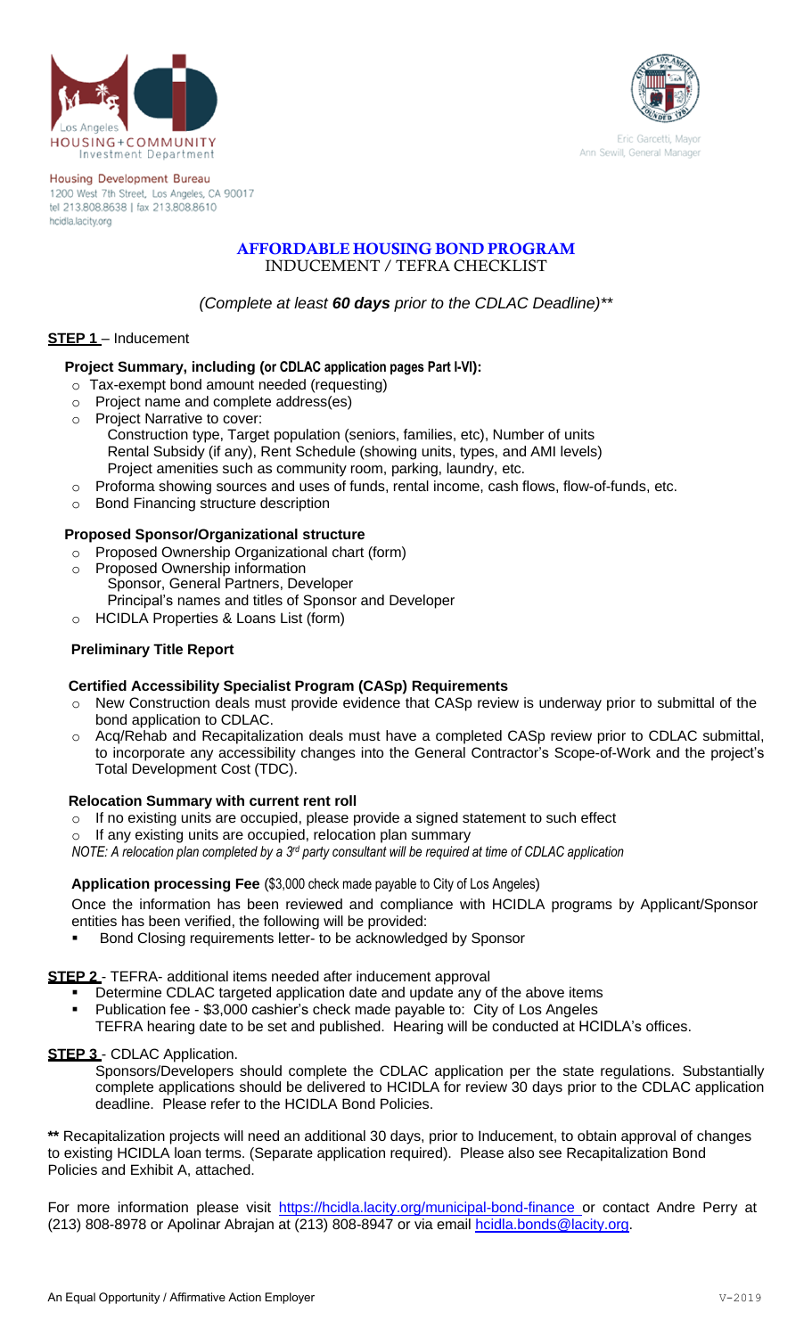Los Angeles HOUSING+COMMUNITY Investment Department

Housing Development Bureau
1200 West 7th Street, Los Angeles, CA 90017
tel 213.808.8638 | fax 213.808.8610
hcidla.lacity.org

Eric Garcetti, Mayor
Ann Sewill, General Manager

# AFFORDABLE HOUSING BOND PROGRAM

## INDUCEMENT / TEFRA CHECKLIST

*(Complete at least **60 days** prior to the CDLAC Deadline)***

**STEP 1** – Inducement

**Project Summary, including (or CDLAC application pages Part I-VI):**

- Tax-exempt bond amount needed (requesting)
- Project name and complete address(es)
- Project Narrative to cover:
  - Construction type, Target population (seniors, families, etc), Number of units
  - Rental Subsidy (if any), Rent Schedule (showing units, types, and AMI levels)
  - Project amenities such as community room, parking, laundry, etc.
- Proforma showing sources and uses of funds, rental income, cash flows, flow-of-funds, etc.
- Bond Financing structure description

**Proposed Sponsor/Organizational structure**

- Proposed Ownership Organizational chart (form)
- Proposed Ownership information
  - Sponsor, General Partners, Developer
  - Principal's names and titles of Sponsor and Developer
- HCIDLA Properties & Loans List (form)

**Preliminary Title Report**

**Certified Accessibility Specialist Program (CASp) Requirements**

- New Construction deals must provide evidence that CASp review is underway prior to submittal of the bond application to CDLAC.
- Acq/Rehab and Recapitalization deals must have a completed CASp review prior to CDLAC submittal, to incorporate any accessibility changes into the General Contractor's Scope-of-Work and the project's Total Development Cost (TDC).

**Relocation Summary with current rent roll**

- If no existing units are occupied, please provide a signed statement to such effect
- If any existing units are occupied, relocation plan summary

*NOTE: A relocation plan completed by a 3rd party consultant will be required at time of CDLAC application*

**Application processing Fee** ($3,000 check made payable to City of Los Angeles)

Once the information has been reviewed and compliance with HCIDLA programs by Applicant/Sponsor entities has been verified, the following will be provided:

- Bond Closing requirements letter- to be acknowledged by Sponsor

**STEP 2** - TEFRA- additional items needed after inducement approval

- Determine CDLAC targeted application date and update any of the above items
- Publication fee - $3,000 cashier's check made payable to: City of Los Angeles
  TEFRA hearing date to be set and published. Hearing will be conducted at HCIDLA's offices.

**STEP 3** - CDLAC Application.

Sponsors/Developers should complete the CDLAC application per the state regulations. Substantially complete applications should be delivered to HCIDLA for review 30 days prior to the CDLAC application deadline. Please refer to the HCIDLA Bond Policies.

**\*\*** Recapitalization projects will need an additional 30 days, prior to Inducement, to obtain approval of changes to existing HCIDLA loan terms. (Separate application required). Please also see Recapitalization Bond Policies and Exhibit A, attached.

For more information please visit https://hcidla.lacity.org/municipal-bond-finance or contact Andre Perry at (213) 808-8978 or Apolinar Abrajan at (213) 808-8947 or via email hcidla.bonds@lacity.org.

An Equal Opportunity / Affirmative Action Employer

V-2019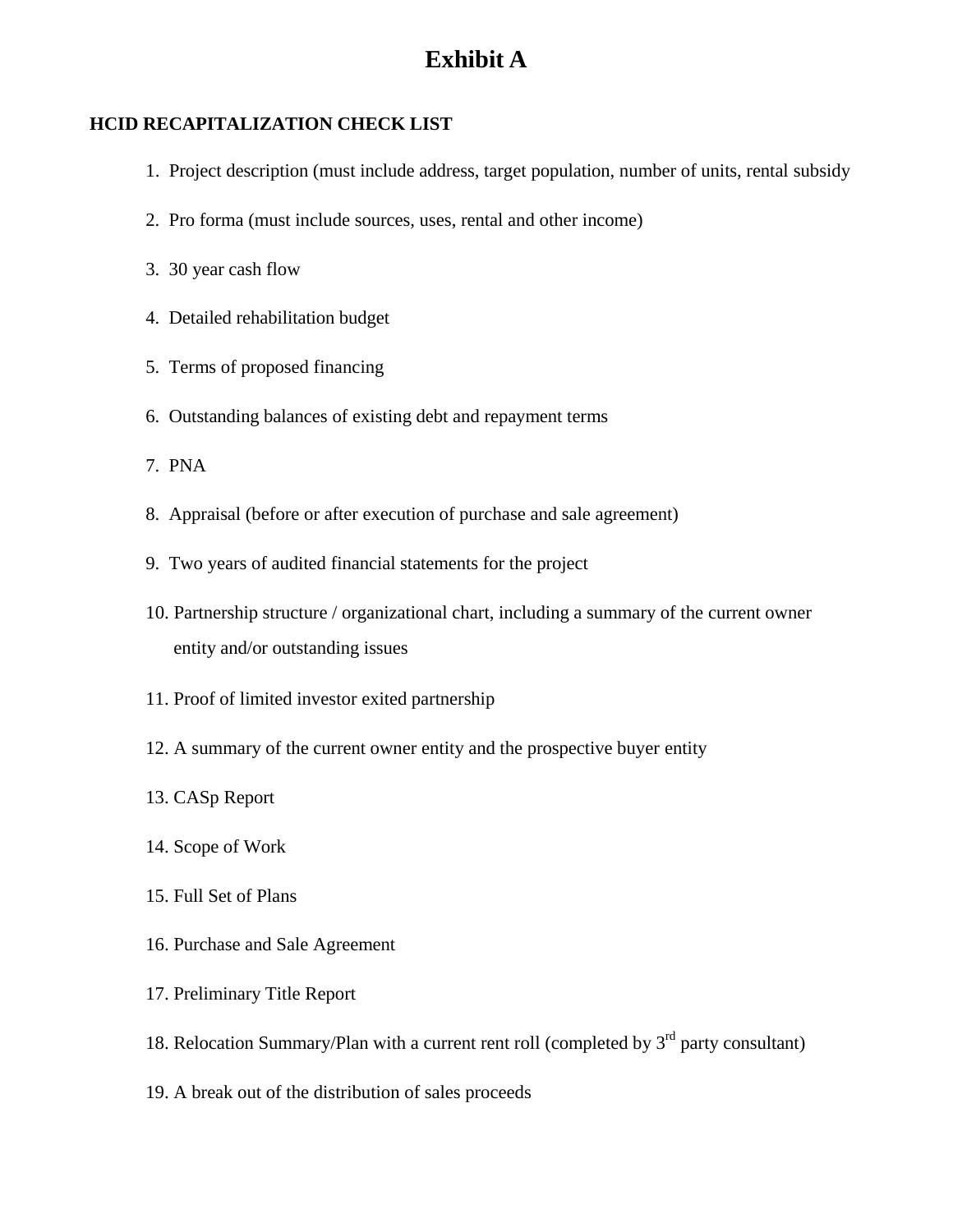# Exhibit A

**HCID RECAPITALIZATION CHECK LIST**

1. Project description (must include address, target population, number of units, rental subsidy
2. Pro forma (must include sources, uses, rental and other income)
3. 30 year cash flow
4. Detailed rehabilitation budget
5. Terms of proposed financing
6. Outstanding balances of existing debt and repayment terms
7. PNA
8. Appraisal (before or after execution of purchase and sale agreement)
9. Two years of audited financial statements for the project
10. Partnership structure / organizational chart, including a summary of the current owner entity and/or outstanding issues
11. Proof of limited investor exited partnership
12. A summary of the current owner entity and the prospective buyer entity
13. CASp Report
14. Scope of Work
15. Full Set of Plans
16. Purchase and Sale Agreement
17. Preliminary Title Report
18. Relocation Summary/Plan with a current rent roll (completed by 3rd party consultant)
19. A break out of the distribution of sales proceeds